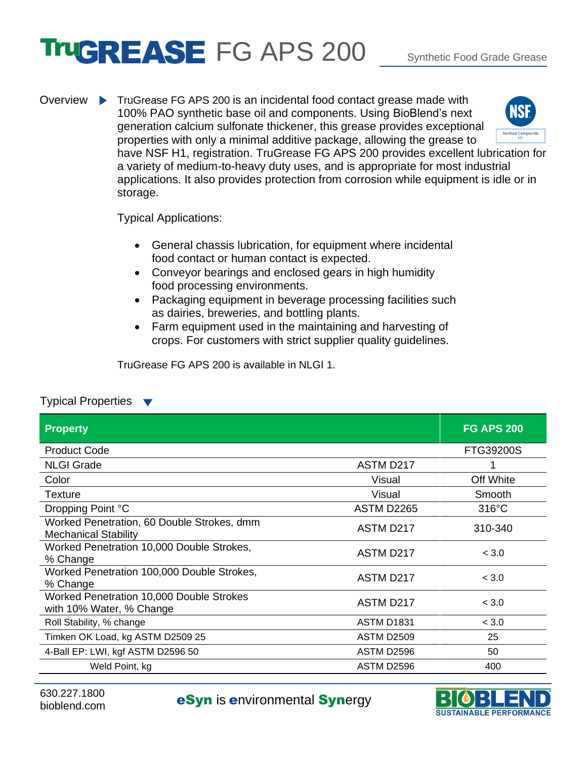# TruGREASE FG APS 200

Synthetic Food Grade Grease

**Overview**

TruGrease FG APS 200 is an incidental food contact grease made with 100% PAO synthetic base oil and components. Using BioBlend's next generation calcium sulfonate thickener, this grease provides exceptional properties with only a minimal additive package, allowing the grease to have NSF H1, registration. TruGrease FG APS 200 provides excellent lubrication for a variety of medium-to-heavy duty uses, and is appropriate for most industrial applications. It also provides protection from corrosion while equipment is idle or in storage.

NSF Nonfood Compounds H1

Typical Applications:

- General chassis lubrication, for equipment where incidental food contact or human contact is expected.
- Conveyor bearings and enclosed gears in high humidity food processing environments.
- Packaging equipment in beverage processing facilities such as dairies, breweries, and bottling plants.
- Farm equipment used in the maintaining and harvesting of crops. For customers with strict supplier quality guidelines.

TruGrease FG APS 200 is available in NLGI 1.

## Typical Properties

| Property | | FG APS 200 |
|---|---|---|
| Product Code | | FTG39200S |
| NLGI Grade | ASTM D217 | 1 |
| Color | Visual | Off White |
| Texture | Visual | Smooth |
| Dropping Point °C | ASTM D2265 | 316°C |
| Worked Penetration, 60 Double Strokes, dmm Mechanical Stability | ASTM D217 | 310-340 |
| Worked Penetration 10,000 Double Strokes, % Change | ASTM D217 | < 3.0 |
| Worked Penetration 100,000 Double Strokes, % Change | ASTM D217 | < 3.0 |
| Worked Penetration 10,000 Double Strokes with 10% Water, % Change | ASTM D217 | < 3.0 |
| Roll Stability, % change | ASTM D1831 | < 3.0 |
| Timken OK Load, kg ASTM D2509 25 | ASTM D2509 | 25 |
| 4-Ball EP: LWI, kgf ASTM D2596 50 | ASTM D2596 | 50 |
| Weld Point, kg | ASTM D2596 | 400 |

630.227.1800
bioblend.com

**eSyn** is **e**nvironmental **Syn**ergy

BIOBLEND SUSTAINABLE PERFORMANCE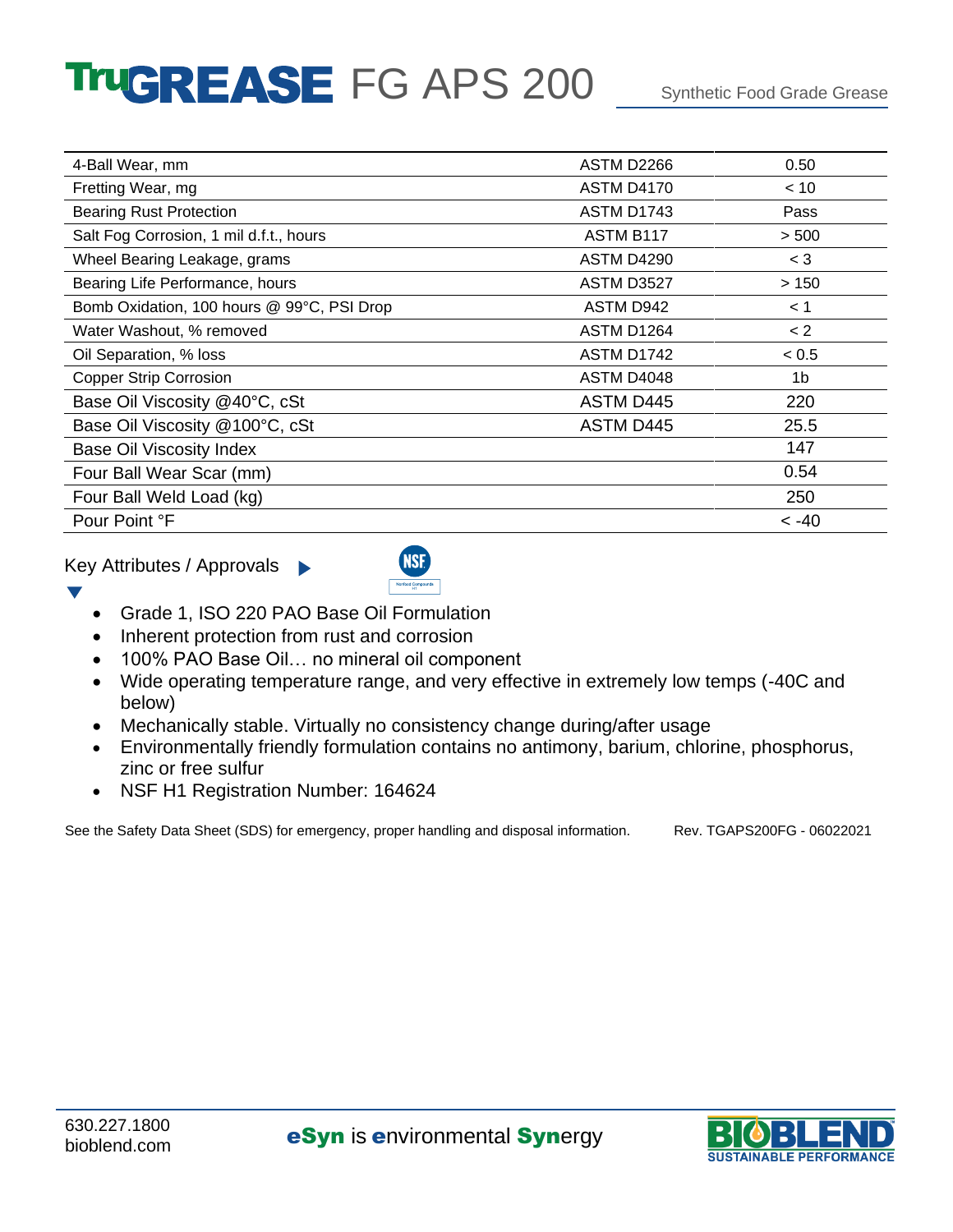# TruGREASE FG APS 200

Synthetic Food Grade Grease

| | | |
|---|---|---|
| 4-Ball Wear, mm | ASTM D2266 | 0.50 |
| Fretting Wear, mg | ASTM D4170 | < 10 |
| Bearing Rust Protection | ASTM D1743 | Pass |
| Salt Fog Corrosion, 1 mil d.f.t., hours | ASTM B117 | > 500 |
| Wheel Bearing Leakage, grams | ASTM D4290 | < 3 |
| Bearing Life Performance, hours | ASTM D3527 | > 150 |
| Bomb Oxidation, 100 hours @ 99°C, PSI Drop | ASTM D942 | < 1 |
| Water Washout, % removed | ASTM D1264 | < 2 |
| Oil Separation, % loss | ASTM D1742 | < 0.5 |
| Copper Strip Corrosion | ASTM D4048 | 1b |
| Base Oil Viscosity @40°C, cSt | ASTM D445 | 220 |
| Base Oil Viscosity @100°C, cSt | ASTM D445 | 25.5 |
| Base Oil Viscosity Index | | 147 |
| Four Ball Wear Scar (mm) | | 0.54 |
| Four Ball Weld Load (kg) | | 250 |
| Pour Point °F | | < -40 |

## Key Attributes / Approvals

- Grade 1, ISO 220 PAO Base Oil Formulation
- Inherent protection from rust and corrosion
- 100% PAO Base Oil… no mineral oil component
- Wide operating temperature range, and very effective in extremely low temps (-40C and below)
- Mechanically stable. Virtually no consistency change during/after usage
- Environmentally friendly formulation contains no antimony, barium, chlorine, phosphorus, zinc or free sulfur
- NSF H1 Registration Number: 164624

See the Safety Data Sheet (SDS) for emergency, proper handling and disposal information. Rev. TGAPS200FG - 06022021

630.227.1800
bioblend.com

**eSyn** is **e**nvironmental **Syn**ergy

BIOBLEND SUSTAINABLE PERFORMANCE